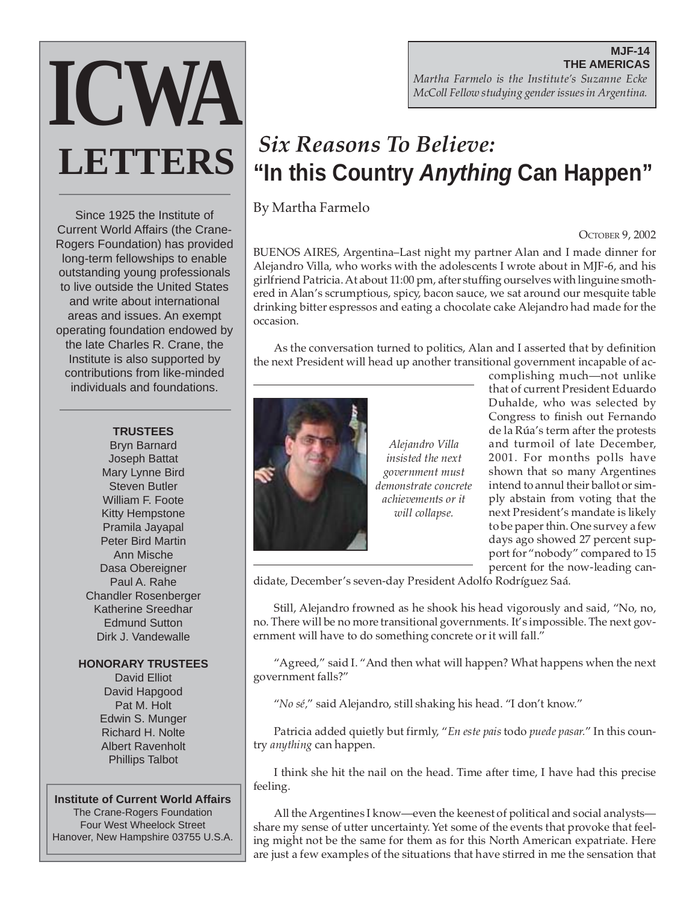# ICWA LETTERS

Since 1925 the Institute of Current World Affairs (the Crane-Rogers Foundation) has provided long-term fellowships to enable outstanding young professionals to live outside the United States and write about international areas and issues. An exempt operating foundation endowed by the late Charles R. Crane, the Institute is also supported by contributions from like-minded individuals and foundations.

**TRUSTEES**

Bryn Barnard
Joseph Battat
Mary Lynne Bird
Steven Butler
William F. Foote
Kitty Hempstone
Pramila Jayapal
Peter Bird Martin
Ann Mische
Dasa Obereigner
Paul A. Rahe
Chandler Rosenberger
Katherine Sreedhar
Edmund Sutton
Dirk J. Vandewalle

**HONORARY TRUSTEES**

David Elliot
David Hapgood
Pat M. Holt
Edwin S. Munger
Richard H. Nolte
Albert Ravenholt
Phillips Talbot

**Institute of Current World Affairs**
The Crane-Rogers Foundation
Four West Wheelock Street
Hanover, New Hampshire 03755 U.S.A.

**MJF-14**
**THE AMERICAS**
*Martha Farmelo is the Institute's Suzanne Ecke McColl Fellow studying gender issues in Argentina.*

## *Six Reasons To Believe:* "In this Country *Anything* Can Happen"

By Martha Farmelo

October 9, 2002

BUENOS AIRES, Argentina–Last night my partner Alan and I made dinner for Alejandro Villa, who works with the adolescents I wrote about in MJF-6, and his girlfriend Patricia. At about 11:00 pm, after stuffing ourselves with linguine smothered in Alan's scrumptious, spicy, bacon sauce, we sat around our mesquite table drinking bitter espressos and eating a chocolate cake Alejandro had made for the occasion.

As the conversation turned to politics, Alan and I asserted that by definition the next President will head up another transitional government incapable of accomplishing much—not unlike that of current President Eduardo Duhalde, who was selected by Congress to finish out Fernando de la Rúa's term after the protests and turmoil of late December, 2001. For months polls have shown that so many Argentines intend to annul their ballot or simply abstain from voting that the next President's mandate is likely to be paper thin. One survey a few days ago showed 27 percent support for "nobody" compared to 15 percent for the now-leading candidate, December's seven-day President Adolfo Rodríguez Saá.

*Alejandro Villa insisted the next government must demonstrate concrete achievements or it will collapse.*

Still, Alejandro frowned as he shook his head vigorously and said, "No, no, no. There will be no more transitional governments. It's impossible. The next government will have to do something concrete or it will fall."

"Agreed," said I. "And then what will happen? What happens when the next government falls?"

"*No sé*," said Alejandro, still shaking his head. "I don't know."

Patricia added quietly but firmly, "*En este pais* todo *puede pasar.*" In this country *anything* can happen.

I think she hit the nail on the head. Time after time, I have had this precise feeling.

All the Argentines I know—even the keenest of political and social analysts—share my sense of utter uncertainty. Yet some of the events that provoke that feeling might not be the same for them as for this North American expatriate. Here are just a few examples of the situations that have stirred in me the sensation that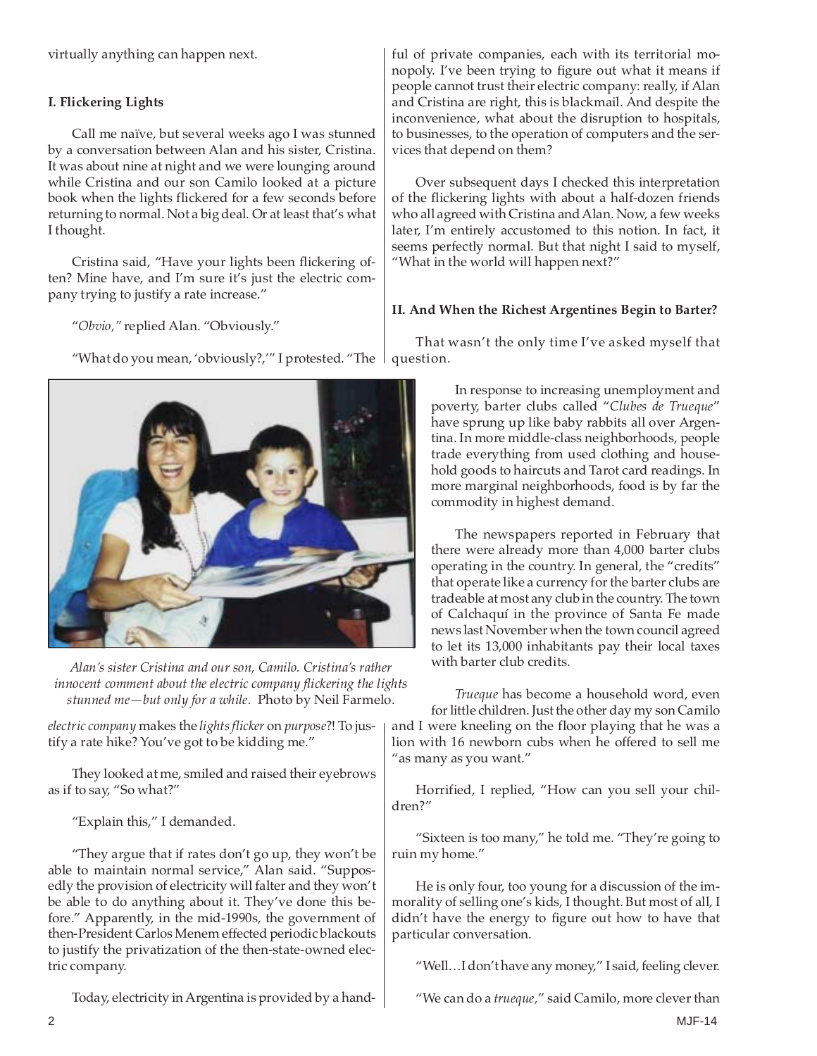virtually anything can happen next.

### I. Flickering Lights

Call me naïve, but several weeks ago I was stunned by a conversation between Alan and his sister, Cristina. It was about nine at night and we were lounging around while Cristina and our son Camilo looked at a picture book when the lights flickered for a few seconds before returning to normal. Not a big deal. Or at least that's what I thought.

Cristina said, "Have your lights been flickering often? Mine have, and I'm sure it's just the electric company trying to justify a rate increase."

"*Obvio,*" replied Alan. "Obviously."

"What do you mean, 'obviously?,'" I protested. "The *electric company* makes the *lights flicker* on *purpose*?! To justify a rate hike? You've got to be kidding me."

*Alan's sister Cristina and our son, Camilo. Cristina's rather innocent comment about the electric company flickering the lights stunned me—but only for a while.* Photo by Neil Farmelo.

They looked at me, smiled and raised their eyebrows as if to say, "So what?"

"Explain this," I demanded.

"They argue that if rates don't go up, they won't be able to maintain normal service," Alan said. "Supposedly the provision of electricity will falter and they won't be able to do anything about it. They've done this before." Apparently, in the mid-1990s, the government of then-President Carlos Menem effected periodic blackouts to justify the privatization of the then-state-owned electric company.

Today, electricity in Argentina is provided by a handful of private companies, each with its territorial monopoly. I've been trying to figure out what it means if people cannot trust their electric company: really, if Alan and Cristina are right, this is blackmail. And despite the inconvenience, what about the disruption to hospitals, to businesses, to the operation of computers and the services that depend on them?

Over subsequent days I checked this interpretation of the flickering lights with about a half-dozen friends who all agreed with Cristina and Alan. Now, a few weeks later, I'm entirely accustomed to this notion. In fact, it seems perfectly normal. But that night I said to myself, "What in the world will happen next?"

### II. And When the Richest Argentines Begin to Barter?

That wasn't the only time I've asked myself that question.

In response to increasing unemployment and poverty, barter clubs called "*Clubes de Trueque*" have sprung up like baby rabbits all over Argentina. In more middle-class neighborhoods, people trade everything from used clothing and household goods to haircuts and Tarot card readings. In more marginal neighborhoods, food is by far the commodity in highest demand.

The newspapers reported in February that there were already more than 4,000 barter clubs operating in the country. In general, the "credits" that operate like a currency for the barter clubs are tradeable at most any club in the country. The town of Calchaquí in the province of Santa Fe made news last November when the town council agreed to let its 13,000 inhabitants pay their local taxes with barter club credits.

*Trueque* has become a household word, even for little children. Just the other day my son Camilo and I were kneeling on the floor playing that he was a lion with 16 newborn cubs when he offered to sell me "as many as you want."

Horrified, I replied, "How can you sell your children?"

"Sixteen is too many," he told me. "They're going to ruin my home."

He is only four, too young for a discussion of the immorality of selling one's kids, I thought. But most of all, I didn't have the energy to figure out how to have that particular conversation.

"Well…I don't have any money," I said, feeling clever.

"We can do a *trueque,*" said Camilo, more clever than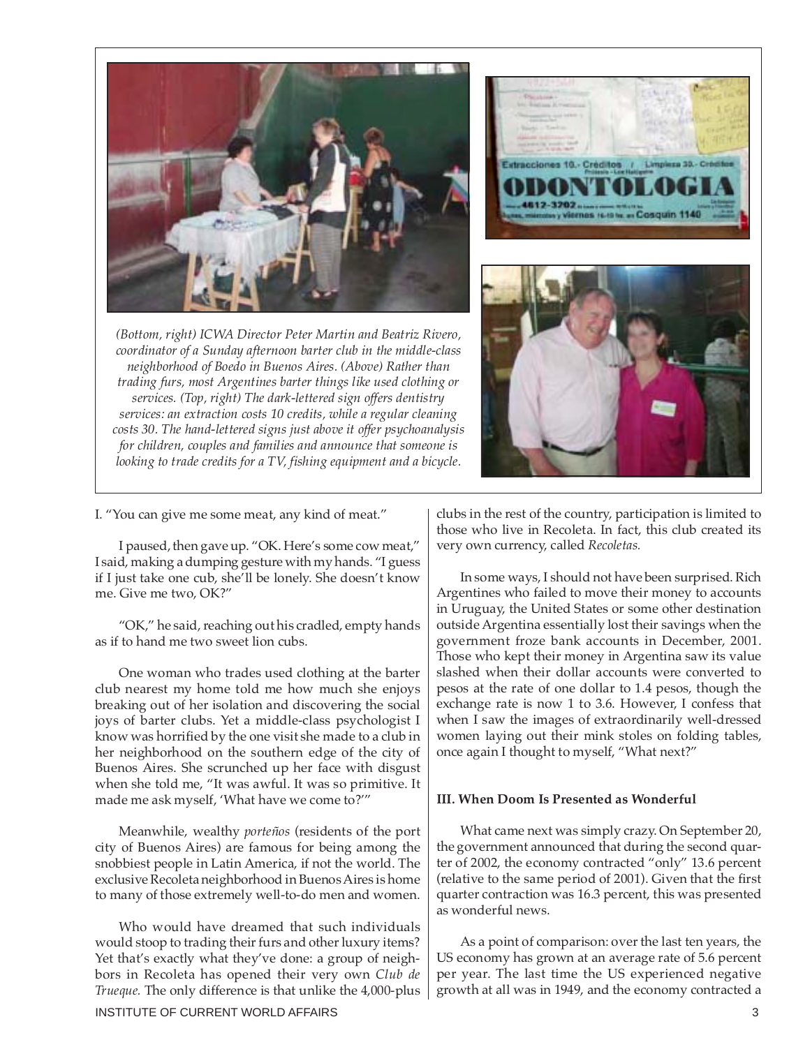*(Bottom, right) ICWA Director Peter Martin and Beatriz Rivero, coordinator of a Sunday afternoon barter club in the middle-class neighborhood of Boedo in Buenos Aires. (Above) Rather than trading furs, most Argentines barter things like used clothing or services. (Top, right) The dark-lettered sign offers dentistry services: an extraction costs 10 credits, while a regular cleaning costs 30. The hand-lettered signs just above it offer psychoanalysis for children, couples and families and announce that someone is looking to trade credits for a TV, fishing equipment and a bicycle.*

I. "You can give me some meat, any kind of meat."

I paused, then gave up. "OK. Here's some cow meat," I said, making a dumping gesture with my hands. "I guess if I just take one cub, she'll be lonely. She doesn't know me. Give me two, OK?"

"OK," he said, reaching out his cradled, empty hands as if to hand me two sweet lion cubs.

One woman who trades used clothing at the barter club nearest my home told me how much she enjoys breaking out of her isolation and discovering the social joys of barter clubs. Yet a middle-class psychologist I know was horrified by the one visit she made to a club in her neighborhood on the southern edge of the city of Buenos Aires. She scrunched up her face with disgust when she told me, "It was awful. It was so primitive. It made me ask myself, 'What have we come to?'"

Meanwhile, wealthy *porteños* (residents of the port city of Buenos Aires) are famous for being among the snobbiest people in Latin America, if not the world. The exclusive Recoleta neighborhood in Buenos Aires is home to many of those extremely well-to-do men and women.

Who would have dreamed that such individuals would stoop to trading their furs and other luxury items? Yet that's exactly what they've done: a group of neighbors in Recoleta has opened their very own *Club de Trueque.* The only difference is that unlike the 4,000-plus clubs in the rest of the country, participation is limited to those who live in Recoleta. In fact, this club created its very own currency, called *Recoletas.*

In some ways, I should not have been surprised. Rich Argentines who failed to move their money to accounts in Uruguay, the United States or some other destination outside Argentina essentially lost their savings when the government froze bank accounts in December, 2001. Those who kept their money in Argentina saw its value slashed when their dollar accounts were converted to pesos at the rate of one dollar to 1.4 pesos, though the exchange rate is now 1 to 3.6. However, I confess that when I saw the images of extraordinarily well-dressed women laying out their mink stoles on folding tables, once again I thought to myself, "What next?"

### III. When Doom Is Presented as Wonderful

What came next was simply crazy. On September 20, the government announced that during the second quarter of 2002, the economy contracted "only" 13.6 percent (relative to the same period of 2001). Given that the first quarter contraction was 16.3 percent, this was presented as wonderful news.

As a point of comparison: over the last ten years, the US economy has grown at an average rate of 5.6 percent per year. The last time the US experienced negative growth at all was in 1949, and the economy contracted a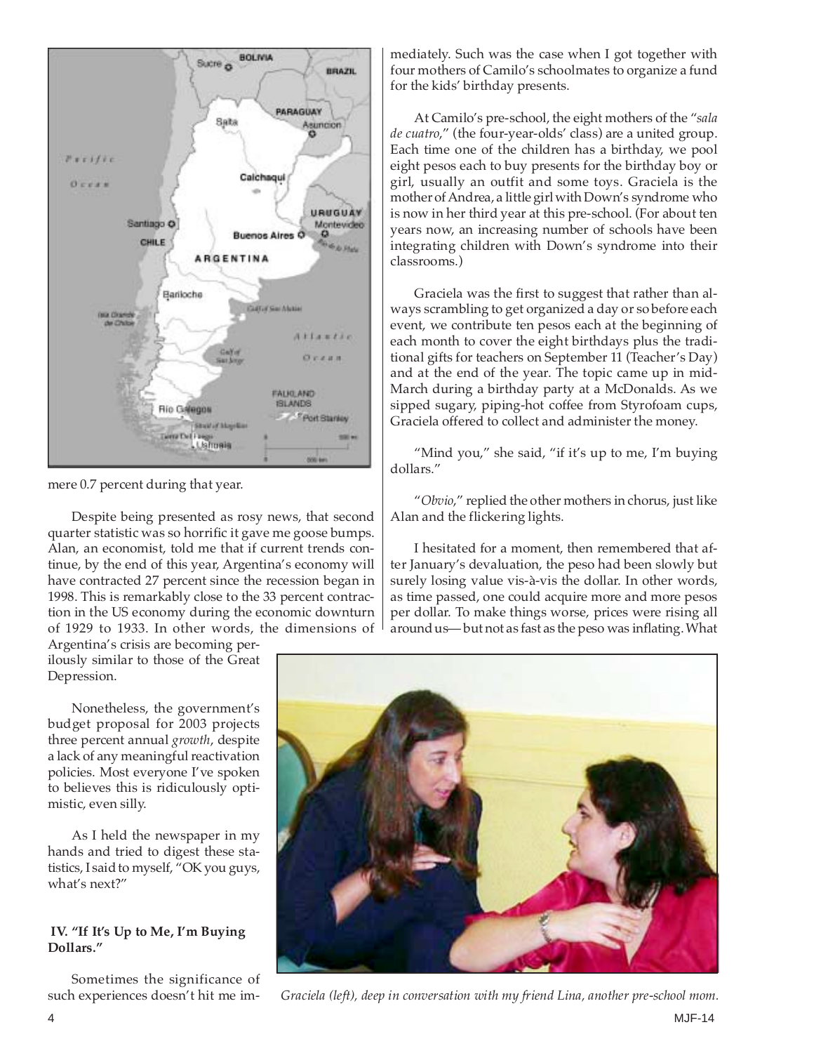mere 0.7 percent during that year.

Despite being presented as rosy news, that second quarter statistic was so horrific it gave me goose bumps. Alan, an economist, told me that if current trends continue, by the end of this year, Argentina's economy will have contracted 27 percent since the recession began in 1998. This is remarkably close to the 33 percent contraction in the US economy during the economic downturn of 1929 to 1933. In other words, the dimensions of Argentina's crisis are becoming perilously similar to those of the Great Depression.

Nonetheless, the government's budget proposal for 2003 projects three percent annual *growth*, despite a lack of any meaningful reactivation policies. Most everyone I've spoken to believes this is ridiculously optimistic, even silly.

As I held the newspaper in my hands and tried to digest these statistics, I said to myself, "OK you guys, what's next?"

### IV. "If It's Up to Me, I'm Buying Dollars."

Sometimes the significance of such experiences doesn't hit me immediately. Such was the case when I got together with four mothers of Camilo's schoolmates to organize a fund for the kids' birthday presents.

At Camilo's pre-school, the eight mothers of the "*sala de cuatro*," (the four-year-olds' class) are a united group. Each time one of the children has a birthday, we pool eight pesos each to buy presents for the birthday boy or girl, usually an outfit and some toys. Graciela is the mother of Andrea, a little girl with Down's syndrome who is now in her third year at this pre-school. (For about ten years now, an increasing number of schools have been integrating children with Down's syndrome into their classrooms.)

Graciela was the first to suggest that rather than always scrambling to get organized a day or so before each event, we contribute ten pesos each at the beginning of each month to cover the eight birthdays plus the traditional gifts for teachers on September 11 (Teacher's Day) and at the end of the year. The topic came up in mid-March during a birthday party at a McDonalds. As we sipped sugary, piping-hot coffee from Styrofoam cups, Graciela offered to collect and administer the money.

"Mind you," she said, "if it's up to me, I'm buying dollars."

"*Obvio*," replied the other mothers in chorus, just like Alan and the flickering lights.

I hesitated for a moment, then remembered that after January's devaluation, the peso had been slowly but surely losing value vis-à-vis the dollar. In other words, as time passed, one could acquire more and more pesos per dollar. To make things worse, prices were rising all around us— but not as fast as the peso was inflating. What

*Graciela (left), deep in conversation with my friend Lina, another pre-school mom.*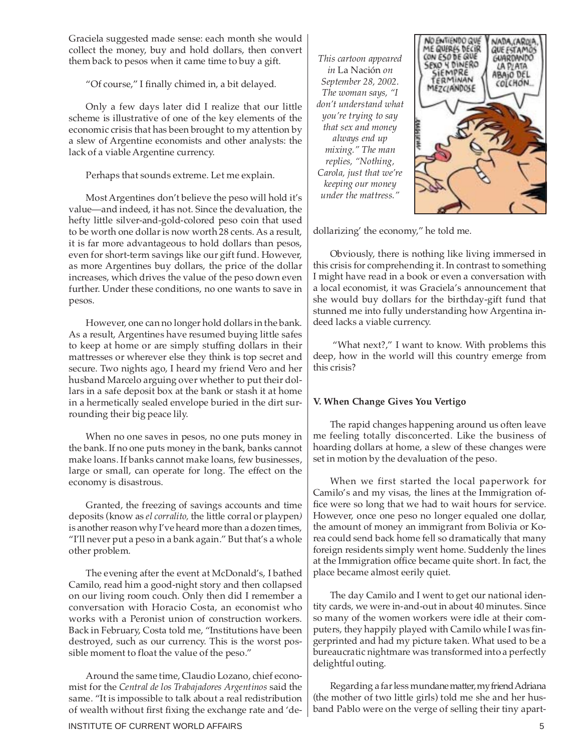Graciela suggested made sense: each month she would collect the money, buy and hold dollars, then convert them back to pesos when it came time to buy a gift.

"Of course," I finally chimed in, a bit delayed.

Only a few days later did I realize that our little scheme is illustrative of one of the key elements of the economic crisis that has been brought to my attention by a slew of Argentine economists and other analysts: the lack of a viable Argentine currency.

Perhaps that sounds extreme. Let me explain.

Most Argentines don't believe the peso will hold it's value—and indeed, it has not. Since the devaluation, the hefty little silver-and-gold-colored peso coin that used to be worth one dollar is now worth 28 cents. As a result, it is far more advantageous to hold dollars than pesos, even for short-term savings like our gift fund. However, as more Argentines buy dollars, the price of the dollar increases, which drives the value of the peso down even further. Under these conditions, no one wants to save in pesos.

However, one can no longer hold dollars in the bank. As a result, Argentines have resumed buying little safes to keep at home or are simply stuffing dollars in their mattresses or wherever else they think is top secret and secure. Two nights ago, I heard my friend Vero and her husband Marcelo arguing over whether to put their dollars in a safe deposit box at the bank or stash it at home in a hermetically sealed envelope buried in the dirt surrounding their big peace lily.

When no one saves in pesos, no one puts money in the bank. If no one puts money in the bank, banks cannot make loans. If banks cannot make loans, few businesses, large or small, can operate for long. The effect on the economy is disastrous.

Granted, the freezing of savings accounts and time deposits (know as *el corralito,* the little corral or playpen*)* is another reason why I've heard more than a dozen times, "I'll never put a peso in a bank again." But that's a whole other problem.

The evening after the event at McDonald's, I bathed Camilo, read him a good-night story and then collapsed on our living room couch. Only then did I remember a conversation with Horacio Costa, an economist who works with a Peronist union of construction workers. Back in February, Costa told me, "Institutions have been destroyed, such as our currency. This is the worst possible moment to float the value of the peso."

Around the same time, Claudio Lozano, chief economist for the *Central de los Trabajadores Argentinos* said the same. "It is impossible to talk about a real redistribution of wealth without first fixing the exchange rate and 'de-dollarizing' the economy," he told me.

*This cartoon appeared in* La Nación *on September 28, 2002. The woman says, "I don't understand what you're trying to say that sex and money always end up mixing." The man replies, "Nothing, Carola, just that we're keeping our money under the mattress."*

Obviously, there is nothing like living immersed in this crisis for comprehending it. In contrast to something I might have read in a book or even a conversation with a local economist, it was Graciela's announcement that she would buy dollars for the birthday-gift fund that stunned me into fully understanding how Argentina indeed lacks a viable currency.

"What next?," I want to know. With problems this deep, how in the world will this country emerge from this crisis?

### V. When Change Gives You Vertigo

The rapid changes happening around us often leave me feeling totally disconcerted. Like the business of hoarding dollars at home, a slew of these changes were set in motion by the devaluation of the peso.

When we first started the local paperwork for Camilo's and my visas, the lines at the Immigration office were so long that we had to wait hours for service. However, once one peso no longer equaled one dollar, the amount of money an immigrant from Bolivia or Korea could send back home fell so dramatically that many foreign residents simply went home. Suddenly the lines at the Immigration office became quite short. In fact, the place became almost eerily quiet.

The day Camilo and I went to get our national identity cards, we were in-and-out in about 40 minutes. Since so many of the women workers were idle at their computers, they happily played with Camilo while I was fingerprinted and had my picture taken. What used to be a bureaucratic nightmare was transformed into a perfectly delightful outing.

Regarding a far less mundane matter, my friend Adriana (the mother of two little girls) told me she and her husband Pablo were on the verge of selling their tiny apart-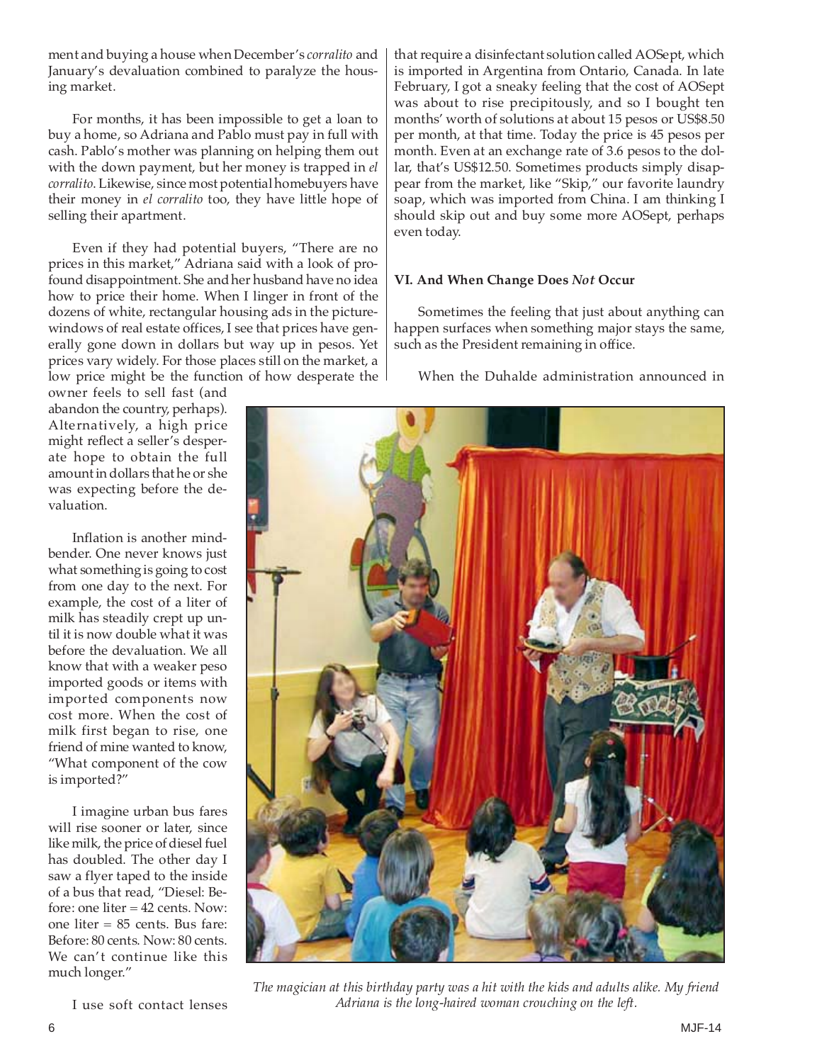ment and buying a house when December's *corralito* and January's devaluation combined to paralyze the housing market.

For months, it has been impossible to get a loan to buy a home, so Adriana and Pablo must pay in full with cash. Pablo's mother was planning on helping them out with the down payment, but her money is trapped in *el corralito*. Likewise, since most potential homebuyers have their money in *el corralito* too, they have little hope of selling their apartment.

Even if they had potential buyers, "There are no prices in this market," Adriana said with a look of profound disappointment. She and her husband have no idea how to price their home. When I linger in front of the dozens of white, rectangular housing ads in the picture-windows of real estate offices, I see that prices have generally gone down in dollars but way up in pesos. Yet prices vary widely. For those places still on the market, a low price might be the function of how desperate the owner feels to sell fast (and abandon the country, perhaps). Alternatively, a high price might reflect a seller's desperate hope to obtain the full amount in dollars that he or she was expecting before the devaluation.

Inflation is another mind-bender. One never knows just what something is going to cost from one day to the next. For example, the cost of a liter of milk has steadily crept up until it is now double what it was before the devaluation. We all know that with a weaker peso imported goods or items with imported components now cost more. When the cost of milk first began to rise, one friend of mine wanted to know, "What component of the cow is imported?"

I imagine urban bus fares will rise sooner or later, since like milk, the price of diesel fuel has doubled. The other day I saw a flyer taped to the inside of a bus that read, "Diesel: Before: one liter = 42 cents. Now: one liter = 85 cents. Bus fare: Before: 80 cents. Now: 80 cents. We can't continue like this much longer."

I use soft contact lenses that require a disinfectant solution called AOSept, which is imported in Argentina from Ontario, Canada. In late February, I got a sneaky feeling that the cost of AOSept was about to rise precipitously, and so I bought ten months' worth of solutions at about 15 pesos or US$8.50 per month, at that time. Today the price is 45 pesos per month. Even at an exchange rate of 3.6 pesos to the dollar, that's US$12.50. Sometimes products simply disappear from the market, like "Skip," our favorite laundry soap, which was imported from China. I am thinking I should skip out and buy some more AOSept, perhaps even today.

### VI. And When Change Does *Not* Occur

Sometimes the feeling that just about anything can happen surfaces when something major stays the same, such as the President remaining in office.

When the Duhalde administration announced in

*The magician at this birthday party was a hit with the kids and adults alike. My friend Adriana is the long-haired woman crouching on the left.*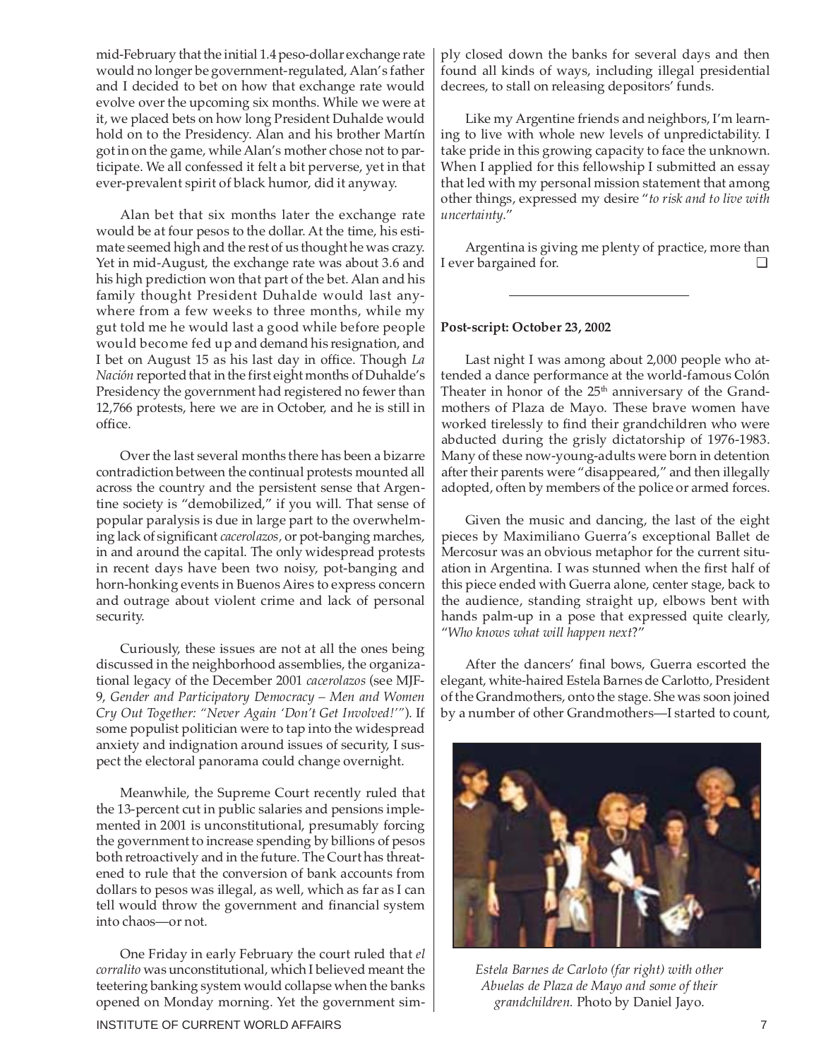mid-February that the initial 1.4 peso-dollar exchange rate would no longer be government-regulated, Alan's father and I decided to bet on how that exchange rate would evolve over the upcoming six months. While we were at it, we placed bets on how long President Duhalde would hold on to the Presidency. Alan and his brother Martín got in on the game, while Alan's mother chose not to participate. We all confessed it felt a bit perverse, yet in that ever-prevalent spirit of black humor, did it anyway.

Alan bet that six months later the exchange rate would be at four pesos to the dollar. At the time, his estimate seemed high and the rest of us thought he was crazy. Yet in mid-August, the exchange rate was about 3.6 and his high prediction won that part of the bet. Alan and his family thought President Duhalde would last anywhere from a few weeks to three months, while my gut told me he would last a good while before people would become fed up and demand his resignation, and I bet on August 15 as his last day in office. Though *La Nación* reported that in the first eight months of Duhalde's Presidency the government had registered no fewer than 12,766 protests, here we are in October, and he is still in office.

Over the last several months there has been a bizarre contradiction between the continual protests mounted all across the country and the persistent sense that Argentine society is "demobilized," if you will. That sense of popular paralysis is due in large part to the overwhelming lack of significant *cacerolazos*, or pot-banging marches, in and around the capital. The only widespread protests in recent days have been two noisy, pot-banging and horn-honking events in Buenos Aires to express concern and outrage about violent crime and lack of personal security.

Curiously, these issues are not at all the ones being discussed in the neighborhood assemblies, the organizational legacy of the December 2001 *cacerolazos* (see MJF-9, *Gender and Participatory Democracy – Men and Women Cry Out Together: "Never Again 'Don't Get Involved!'"*). If some populist politician were to tap into the widespread anxiety and indignation around issues of security, I suspect the electoral panorama could change overnight.

Meanwhile, the Supreme Court recently ruled that the 13-percent cut in public salaries and pensions implemented in 2001 is unconstitutional, presumably forcing the government to increase spending by billions of pesos both retroactively and in the future. The Court has threatened to rule that the conversion of bank accounts from dollars to pesos was illegal, as well, which as far as I can tell would throw the government and financial system into chaos—or not.

One Friday in early February the court ruled that *el corralito* was unconstitutional, which I believed meant the teetering banking system would collapse when the banks opened on Monday morning. Yet the government simply closed down the banks for several days and then found all kinds of ways, including illegal presidential decrees, to stall on releasing depositors' funds.

Like my Argentine friends and neighbors, I'm learning to live with whole new levels of unpredictability. I take pride in this growing capacity to face the unknown. When I applied for this fellowship I submitted an essay that led with my personal mission statement that among other things, expressed my desire "*to risk and to live with uncertainty*."

Argentina is giving me plenty of practice, more than I ever bargained for. ❑

---

**Post-script: October 23, 2002**

Last night I was among about 2,000 people who attended a dance performance at the world-famous Colón Theater in honor of the 25th anniversary of the Grandmothers of Plaza de Mayo. These brave women have worked tirelessly to find their grandchildren who were abducted during the grisly dictatorship of 1976-1983. Many of these now-young-adults were born in detention after their parents were "disappeared," and then illegally adopted, often by members of the police or armed forces.

Given the music and dancing, the last of the eight pieces by Maximiliano Guerra's exceptional Ballet de Mercosur was an obvious metaphor for the current situation in Argentina. I was stunned when the first half of this piece ended with Guerra alone, center stage, back to the audience, standing straight up, elbows bent with hands palm-up in a pose that expressed quite clearly, "*Who knows what will happen next*?"

After the dancers' final bows, Guerra escorted the elegant, white-haired Estela Barnes de Carlotto, President of the Grandmothers, onto the stage. She was soon joined by a number of other Grandmothers—I started to count,

*Estela Barnes de Carloto (far right) with other Abuelas de Plaza de Mayo and some of their grandchildren.* Photo by Daniel Jayo.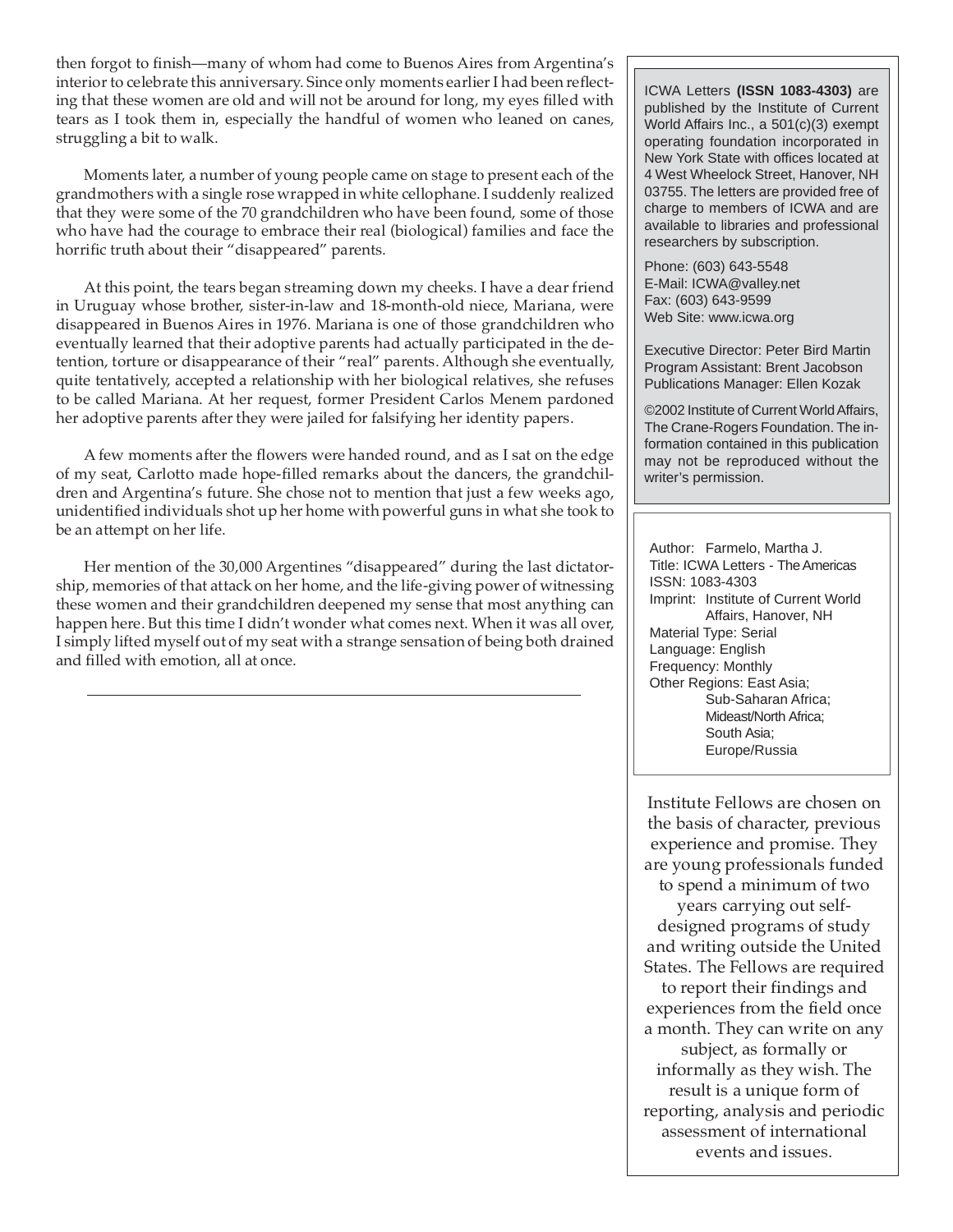then forgot to finish—many of whom had come to Buenos Aires from Argentina's interior to celebrate this anniversary. Since only moments earlier I had been reflecting that these women are old and will not be around for long, my eyes filled with tears as I took them in, especially the handful of women who leaned on canes, struggling a bit to walk.

Moments later, a number of young people came on stage to present each of the grandmothers with a single rose wrapped in white cellophane. I suddenly realized that they were some of the 70 grandchildren who have been found, some of those who have had the courage to embrace their real (biological) families and face the horrific truth about their "disappeared" parents.

At this point, the tears began streaming down my cheeks. I have a dear friend in Uruguay whose brother, sister-in-law and 18-month-old niece, Mariana, were disappeared in Buenos Aires in 1976. Mariana is one of those grandchildren who eventually learned that their adoptive parents had actually participated in the detention, torture or disappearance of their "real" parents. Although she eventually, quite tentatively, accepted a relationship with her biological relatives, she refuses to be called Mariana. At her request, former President Carlos Menem pardoned her adoptive parents after they were jailed for falsifying her identity papers.

A few moments after the flowers were handed round, and as I sat on the edge of my seat, Carlotto made hope-filled remarks about the dancers, the grandchildren and Argentina's future. She chose not to mention that just a few weeks ago, unidentified individuals shot up her home with powerful guns in what she took to be an attempt on her life.

Her mention of the 30,000 Argentines "disappeared" during the last dictatorship, memories of that attack on her home, and the life-giving power of witnessing these women and their grandchildren deepened my sense that most anything can happen here. But this time I didn't wonder what comes next. When it was all over, I simply lifted myself out of my seat with a strange sensation of being both drained and filled with emotion, all at once.

---

ICWA Letters **(ISSN 1083-4303)** are published by the Institute of Current World Affairs Inc., a 501(c)(3) exempt operating foundation incorporated in New York State with offices located at 4 West Wheelock Street, Hanover, NH 03755. The letters are provided free of charge to members of ICWA and are available to libraries and professional researchers by subscription.

Phone: (603) 643-5548
E-Mail: ICWA@valley.net
Fax: (603) 643-9599
Web Site: www.icwa.org

Executive Director: Peter Bird Martin
Program Assistant: Brent Jacobson
Publications Manager: Ellen Kozak

©2002 Institute of Current World Affairs, The Crane-Rogers Foundation. The information contained in this publication may not be reproduced without the writer's permission.

Author: Farmelo, Martha J.
Title: ICWA Letters - The Americas
ISSN: 1083-4303
Imprint: Institute of Current World Affairs, Hanover, NH
Material Type: Serial
Language: English
Frequency: Monthly
Other Regions: East Asia; Sub-Saharan Africa; Mideast/North Africa; South Asia; Europe/Russia

Institute Fellows are chosen on the basis of character, previous experience and promise. They are young professionals funded to spend a minimum of two years carrying out self-designed programs of study and writing outside the United States. The Fellows are required to report their findings and experiences from the field once a month. They can write on any subject, as formally or informally as they wish. The result is a unique form of reporting, analysis and periodic assessment of international events and issues.